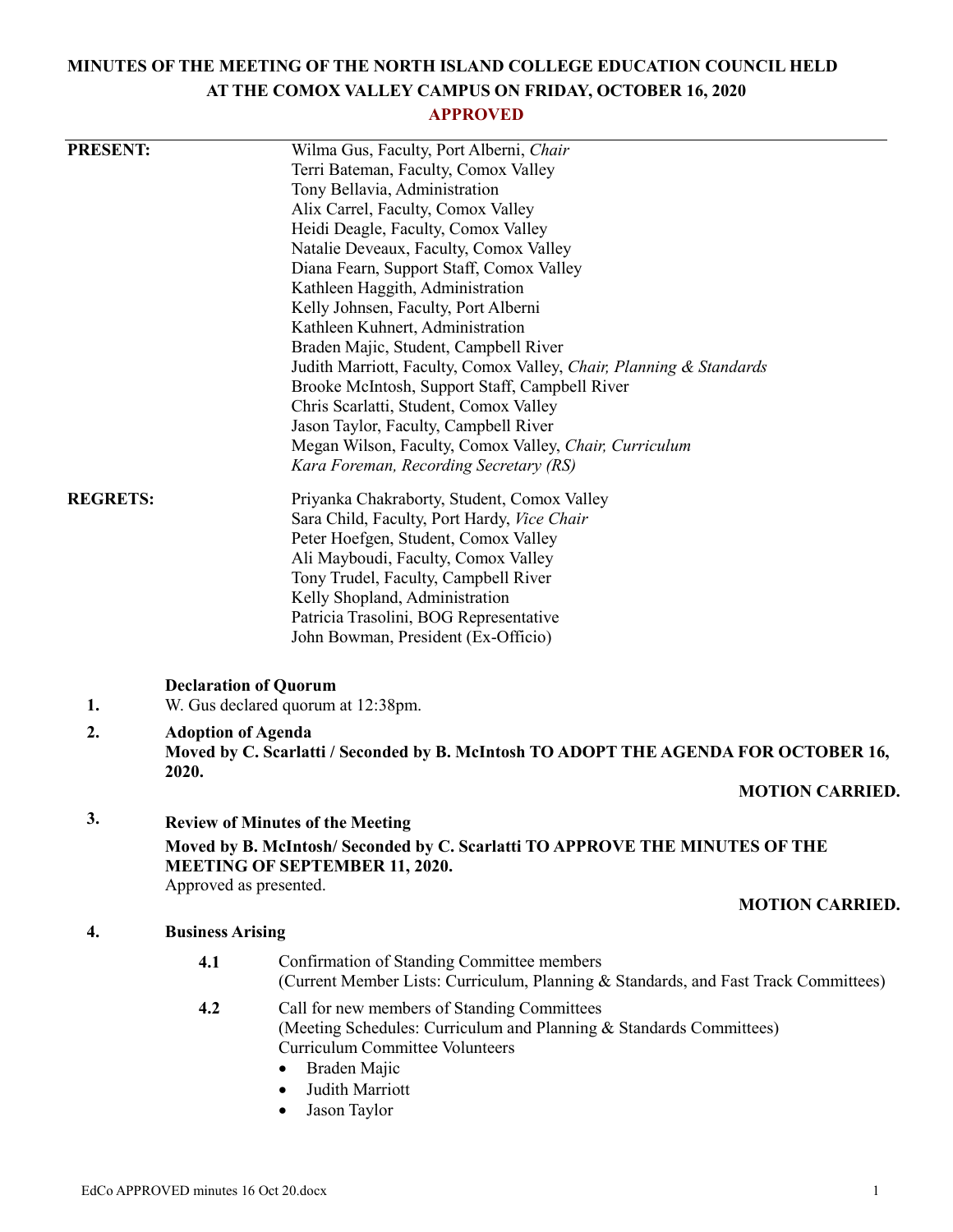# MINUTES OF THE MEETING OF THE NORTH ISLAND COLLEGE EDUCATION COUNCIL HELD AT THE COMOX VALLEY CAMPUS ON FRIDAY, OCTOBER 16, 2020

**APPROVED**

**PRESENT:**

Wilma Gus, Faculty, Port Alberni, *Chair*
Terri Bateman, Faculty, Comox Valley
Tony Bellavia, Administration
Alix Carrel, Faculty, Comox Valley
Heidi Deagle, Faculty, Comox Valley
Natalie Deveaux, Faculty, Comox Valley
Diana Fearn, Support Staff, Comox Valley
Kathleen Haggith, Administration
Kelly Johnsen, Faculty, Port Alberni
Kathleen Kuhnert, Administration
Braden Majic, Student, Campbell River
Judith Marriott, Faculty, Comox Valley, *Chair, Planning & Standards*
Brooke McIntosh, Support Staff, Campbell River
Chris Scarlatti, Student, Comox Valley
Jason Taylor, Faculty, Campbell River
Megan Wilson, Faculty, Comox Valley, *Chair, Curriculum*
*Kara Foreman, Recording Secretary (RS)*

**REGRETS:**

Priyanka Chakraborty, Student, Comox Valley
Sara Child, Faculty, Port Hardy, *Vice Chair*
Peter Hoefgen, Student, Comox Valley
Ali Mayboudi, Faculty, Comox Valley
Tony Trudel, Faculty, Campbell River
Kelly Shopland, Administration
Patricia Trasolini, BOG Representative
John Bowman, President (Ex-Officio)

**1. Declaration of Quorum**

W. Gus declared quorum at 12:38pm.

**2. Adoption of Agenda**

**Moved by C. Scarlatti / Seconded by B. McIntosh TO ADOPT THE AGENDA FOR OCTOBER 16, 2020.**

**MOTION CARRIED.**

**3. Review of Minutes of the Meeting**

**Moved by B. McIntosh/ Seconded by C. Scarlatti TO APPROVE THE MINUTES OF THE MEETING OF SEPTEMBER 11, 2020.**

Approved as presented.

**MOTION CARRIED.**

**4. Business Arising**

**4.1** Confirmation of Standing Committee members
(Current Member Lists: Curriculum, Planning & Standards, and Fast Track Committees)

**4.2** Call for new members of Standing Committees
(Meeting Schedules: Curriculum and Planning & Standards Committees)
Curriculum Committee Volunteers

- Braden Majic
- Judith Marriott
- Jason Taylor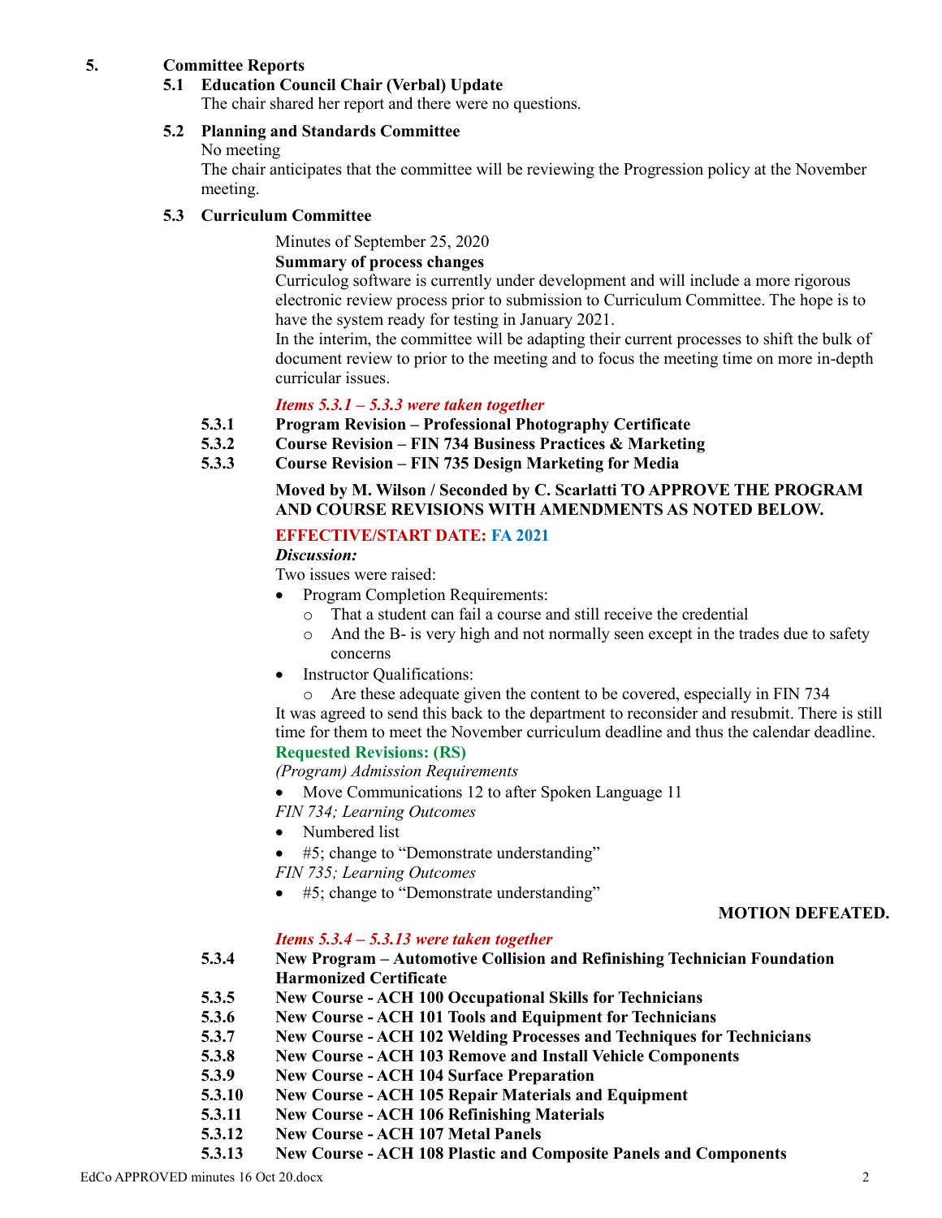## 5. Committee Reports

### 5.1 Education Council Chair (Verbal) Update

The chair shared her report and there were no questions.

### 5.2 Planning and Standards Committee

No meeting

The chair anticipates that the committee will be reviewing the Progression policy at the November meeting.

### 5.3 Curriculum Committee

Minutes of September 25, 2020

**Summary of process changes**

Curriculog software is currently under development and will include a more rigorous electronic review process prior to submission to Curriculum Committee. The hope is to have the system ready for testing in January 2021.

In the interim, the committee will be adapting their current processes to shift the bulk of document review to prior to the meeting and to focus the meeting time on more in-depth curricular issues.

***Items 5.3.1 – 5.3.3 were taken together***

**5.3.1 Program Revision – Professional Photography Certificate**

**5.3.2 Course Revision – FIN 734 Business Practices & Marketing**

**5.3.3 Course Revision – FIN 735 Design Marketing for Media**

**Moved by M. Wilson / Seconded by C. Scarlatti TO APPROVE THE PROGRAM AND COURSE REVISIONS WITH AMENDMENTS AS NOTED BELOW.**

**EFFECTIVE/START DATE: FA 2021**

***Discussion:***

Two issues were raised:

- Program Completion Requirements:
  - That a student can fail a course and still receive the credential
  - And the B- is very high and not normally seen except in the trades due to safety concerns
- Instructor Qualifications:
  - Are these adequate given the content to be covered, especially in FIN 734

It was agreed to send this back to the department to reconsider and resubmit. There is still time for them to meet the November curriculum deadline and thus the calendar deadline.

**Requested Revisions: (RS)**

*(Program) Admission Requirements*

- Move Communications 12 to after Spoken Language 11

*FIN 734; Learning Outcomes*

- Numbered list
- #5; change to "Demonstrate understanding"

*FIN 735; Learning Outcomes*

- #5; change to "Demonstrate understanding"

**MOTION DEFEATED.**

***Items 5.3.4 – 5.3.13 were taken together***

**5.3.4 New Program – Automotive Collision and Refinishing Technician Foundation Harmonized Certificate**

**5.3.5 New Course - ACH 100 Occupational Skills for Technicians**

**5.3.6 New Course - ACH 101 Tools and Equipment for Technicians**

**5.3.7 New Course - ACH 102 Welding Processes and Techniques for Technicians**

**5.3.8 New Course - ACH 103 Remove and Install Vehicle Components**

**5.3.9 New Course - ACH 104 Surface Preparation**

**5.3.10 New Course - ACH 105 Repair Materials and Equipment**

**5.3.11 New Course - ACH 106 Refinishing Materials**

**5.3.12 New Course - ACH 107 Metal Panels**

**5.3.13 New Course - ACH 108 Plastic and Composite Panels and Components**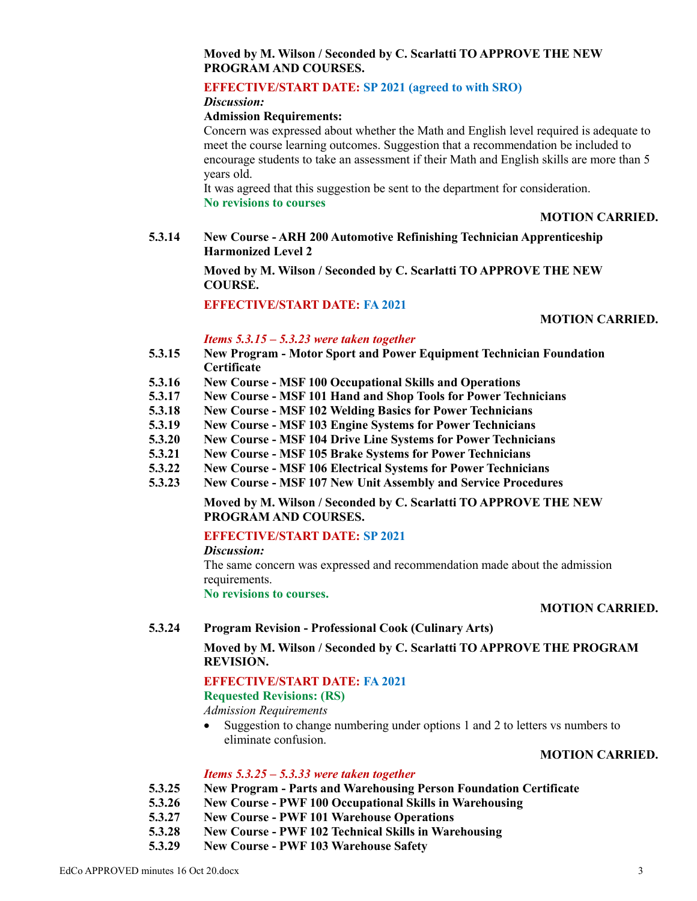**Moved by M. Wilson / Seconded by C. Scarlatti TO APPROVE THE NEW PROGRAM AND COURSES.**

**EFFECTIVE/START DATE: SP 2021 (agreed to with SRO)**

*Discussion:*

**Admission Requirements:**

Concern was expressed about whether the Math and English level required is adequate to meet the course learning outcomes. Suggestion that a recommendation be included to encourage students to take an assessment if their Math and English skills are more than 5 years old.

It was agreed that this suggestion be sent to the department for consideration.

**No revisions to courses**

**MOTION CARRIED.**

**5.3.14 New Course - ARH 200 Automotive Refinishing Technician Apprenticeship Harmonized Level 2**

**Moved by M. Wilson / Seconded by C. Scarlatti TO APPROVE THE NEW COURSE.**

**EFFECTIVE/START DATE: FA 2021**

**MOTION CARRIED.**

***Items 5.3.15 – 5.3.23 were taken together***

**5.3.15 New Program - Motor Sport and Power Equipment Technician Foundation Certificate**

**5.3.16 New Course - MSF 100 Occupational Skills and Operations**

**5.3.17 New Course - MSF 101 Hand and Shop Tools for Power Technicians**

**5.3.18 New Course - MSF 102 Welding Basics for Power Technicians**

**5.3.19 New Course - MSF 103 Engine Systems for Power Technicians**

**5.3.20 New Course - MSF 104 Drive Line Systems for Power Technicians**

**5.3.21 New Course - MSF 105 Brake Systems for Power Technicians**

**5.3.22 New Course - MSF 106 Electrical Systems for Power Technicians**

**5.3.23 New Course - MSF 107 New Unit Assembly and Service Procedures**

**Moved by M. Wilson / Seconded by C. Scarlatti TO APPROVE THE NEW PROGRAM AND COURSES.**

**EFFECTIVE/START DATE: SP 2021**

*Discussion:*

The same concern was expressed and recommendation made about the admission requirements.

**No revisions to courses.**

**MOTION CARRIED.**

**5.3.24 Program Revision - Professional Cook (Culinary Arts)**

**Moved by M. Wilson / Seconded by C. Scarlatti TO APPROVE THE PROGRAM REVISION.**

**EFFECTIVE/START DATE: FA 2021**

**Requested Revisions: (RS)**

*Admission Requirements*

- Suggestion to change numbering under options 1 and 2 to letters vs numbers to eliminate confusion.

**MOTION CARRIED.**

***Items 5.3.25 – 5.3.33 were taken together***

**5.3.25 New Program - Parts and Warehousing Person Foundation Certificate**

**5.3.26 New Course - PWF 100 Occupational Skills in Warehousing**

**5.3.27 New Course - PWF 101 Warehouse Operations**

**5.3.28 New Course - PWF 102 Technical Skills in Warehousing**

**5.3.29 New Course - PWF 103 Warehouse Safety**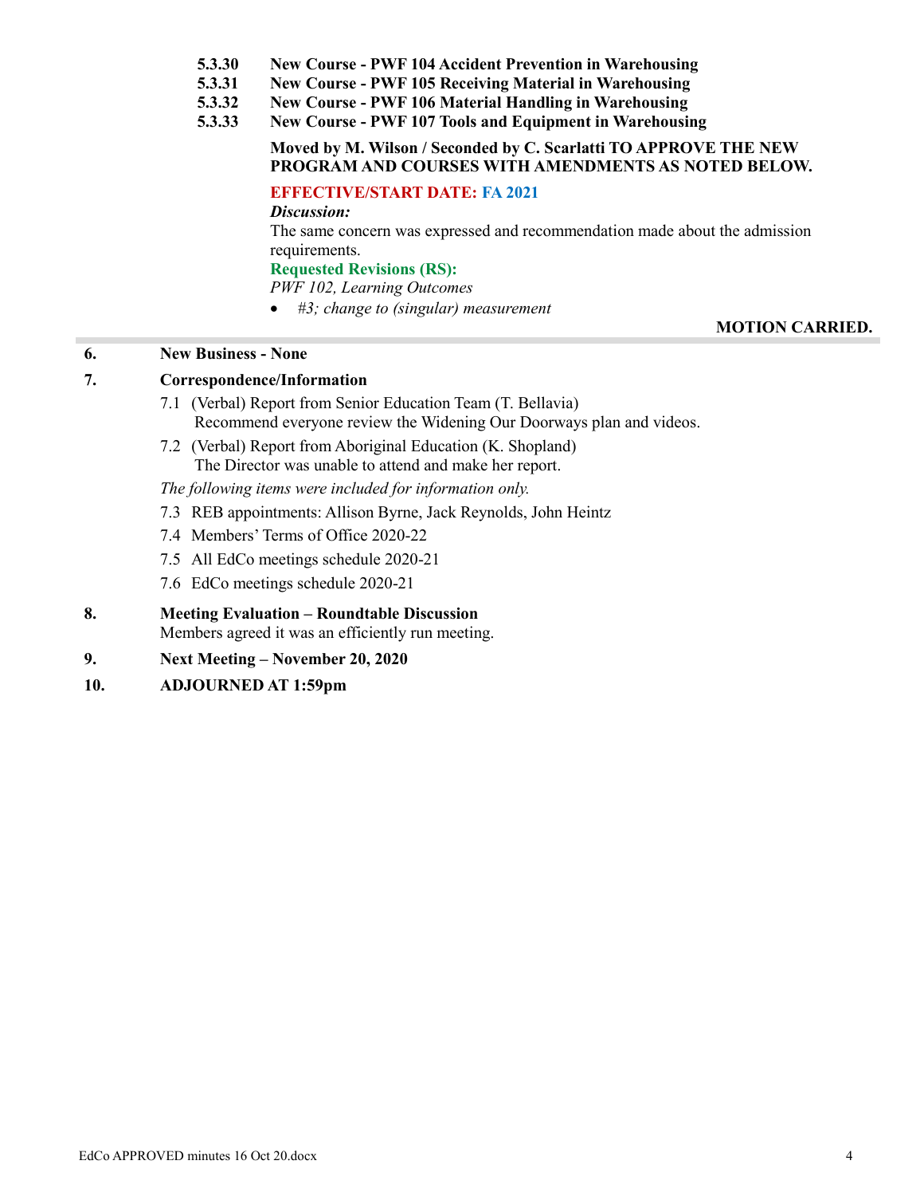**5.3.30 New Course - PWF 104 Accident Prevention in Warehousing**
**5.3.31 New Course - PWF 105 Receiving Material in Warehousing**
**5.3.32 New Course - PWF 106 Material Handling in Warehousing**
**5.3.33 New Course - PWF 107 Tools and Equipment in Warehousing**

**Moved by M. Wilson / Seconded by C. Scarlatti TO APPROVE THE NEW PROGRAM AND COURSES WITH AMENDMENTS AS NOTED BELOW.**

**EFFECTIVE/START DATE: FA 2021**

***Discussion:***

The same concern was expressed and recommendation made about the admission requirements.

**Requested Revisions (RS):**

*PWF 102, Learning Outcomes*

- *#3; change to (singular) measurement*

**MOTION CARRIED.**

## 6. New Business - None

## 7. Correspondence/Information

7.1 (Verbal) Report from Senior Education Team (T. Bellavia)
Recommend everyone review the Widening Our Doorways plan and videos.

7.2 (Verbal) Report from Aboriginal Education (K. Shopland)
The Director was unable to attend and make her report.

*The following items were included for information only.*

7.3 REB appointments: Allison Byrne, Jack Reynolds, John Heintz

7.4 Members' Terms of Office 2020-22

7.5 All EdCo meetings schedule 2020-21

7.6 EdCo meetings schedule 2020-21

## 8. Meeting Evaluation – Roundtable Discussion

Members agreed it was an efficiently run meeting.

## 9. Next Meeting – November 20, 2020

## 10. ADJOURNED AT 1:59pm